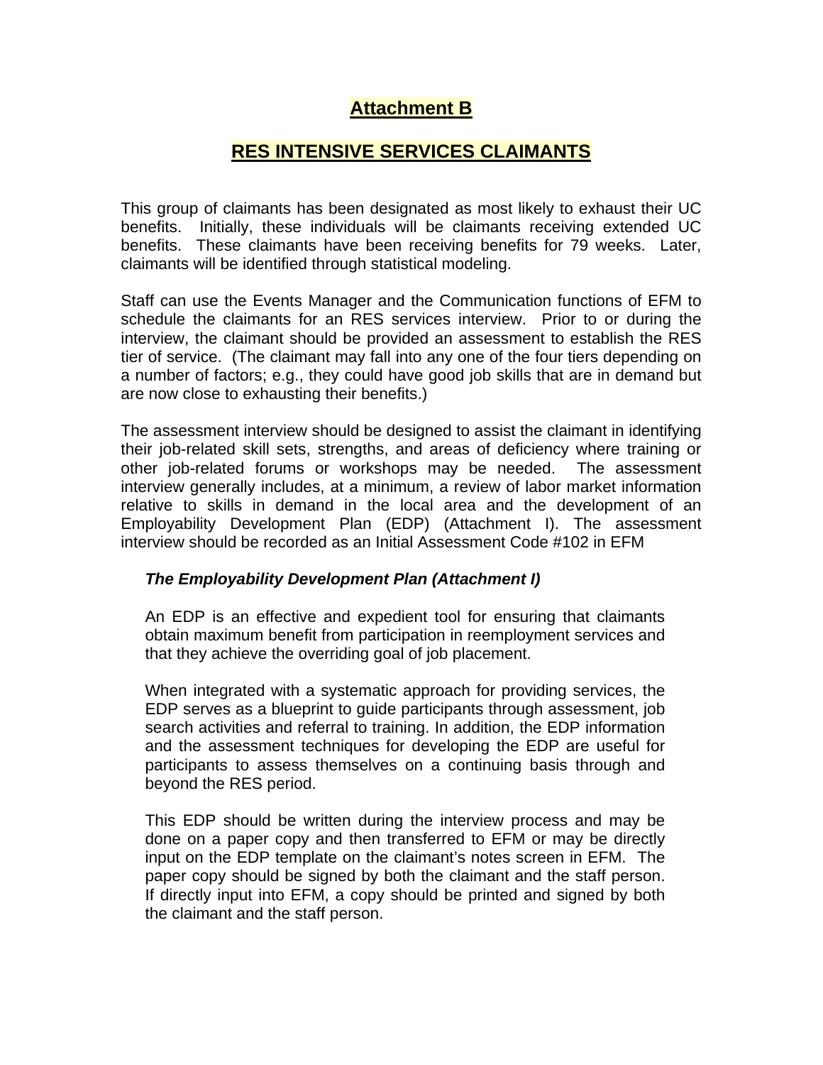# Attachment B

## RES INTENSIVE SERVICES CLAIMANTS

This group of claimants has been designated as most likely to exhaust their UC benefits. Initially, these individuals will be claimants receiving extended UC benefits. These claimants have been receiving benefits for 79 weeks. Later, claimants will be identified through statistical modeling.

Staff can use the Events Manager and the Communication functions of EFM to schedule the claimants for an RES services interview. Prior to or during the interview, the claimant should be provided an assessment to establish the RES tier of service. (The claimant may fall into any one of the four tiers depending on a number of factors; e.g., they could have good job skills that are in demand but are now close to exhausting their benefits.)

The assessment interview should be designed to assist the claimant in identifying their job-related skill sets, strengths, and areas of deficiency where training or other job-related forums or workshops may be needed. The assessment interview generally includes, at a minimum, a review of labor market information relative to skills in demand in the local area and the development of an Employability Development Plan (EDP) (Attachment I). The assessment interview should be recorded as an Initial Assessment Code #102 in EFM

***The Employability Development Plan (Attachment I)***

An EDP is an effective and expedient tool for ensuring that claimants obtain maximum benefit from participation in reemployment services and that they achieve the overriding goal of job placement.

When integrated with a systematic approach for providing services, the EDP serves as a blueprint to guide participants through assessment, job search activities and referral to training. In addition, the EDP information and the assessment techniques for developing the EDP are useful for participants to assess themselves on a continuing basis through and beyond the RES period.

This EDP should be written during the interview process and may be done on a paper copy and then transferred to EFM or may be directly input on the EDP template on the claimant's notes screen in EFM. The paper copy should be signed by both the claimant and the staff person. If directly input into EFM, a copy should be printed and signed by both the claimant and the staff person.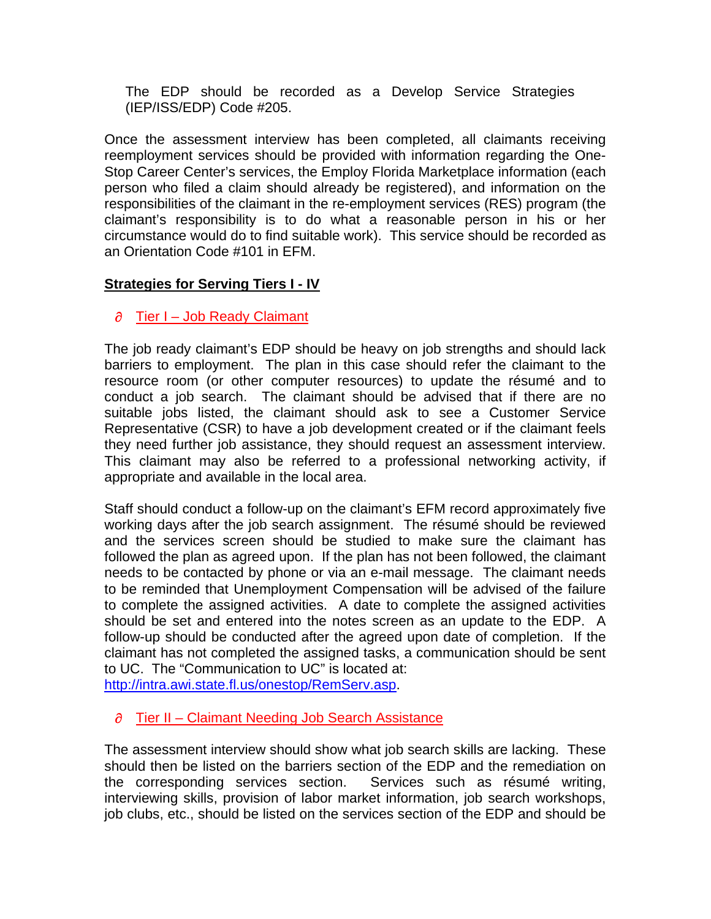The EDP should be recorded as a Develop Service Strategies (IEP/ISS/EDP) Code #205.

Once the assessment interview has been completed, all claimants receiving reemployment services should be provided with information regarding the One-Stop Career Center's services, the Employ Florida Marketplace information (each person who filed a claim should already be registered), and information on the responsibilities of the claimant in the re-employment services (RES) program (the claimant's responsibility is to do what a reasonable person in his or her circumstance would do to find suitable work). This service should be recorded as an Orientation Code #101 in EFM.

**Strategies for Serving Tiers I - IV**

- Tier I – Job Ready Claimant

The job ready claimant's EDP should be heavy on job strengths and should lack barriers to employment. The plan in this case should refer the claimant to the resource room (or other computer resources) to update the résumé and to conduct a job search. The claimant should be advised that if there are no suitable jobs listed, the claimant should ask to see a Customer Service Representative (CSR) to have a job development created or if the claimant feels they need further job assistance, they should request an assessment interview. This claimant may also be referred to a professional networking activity, if appropriate and available in the local area.

Staff should conduct a follow-up on the claimant's EFM record approximately five working days after the job search assignment. The résumé should be reviewed and the services screen should be studied to make sure the claimant has followed the plan as agreed upon. If the plan has not been followed, the claimant needs to be contacted by phone or via an e-mail message. The claimant needs to be reminded that Unemployment Compensation will be advised of the failure to complete the assigned activities. A date to complete the assigned activities should be set and entered into the notes screen as an update to the EDP. A follow-up should be conducted after the agreed upon date of completion. If the claimant has not completed the assigned tasks, a communication should be sent to UC. The "Communication to UC" is located at: http://intra.awi.state.fl.us/onestop/RemServ.asp.

- Tier II – Claimant Needing Job Search Assistance

The assessment interview should show what job search skills are lacking. These should then be listed on the barriers section of the EDP and the remediation on the corresponding services section. Services such as résumé writing, interviewing skills, provision of labor market information, job search workshops, job clubs, etc., should be listed on the services section of the EDP and should be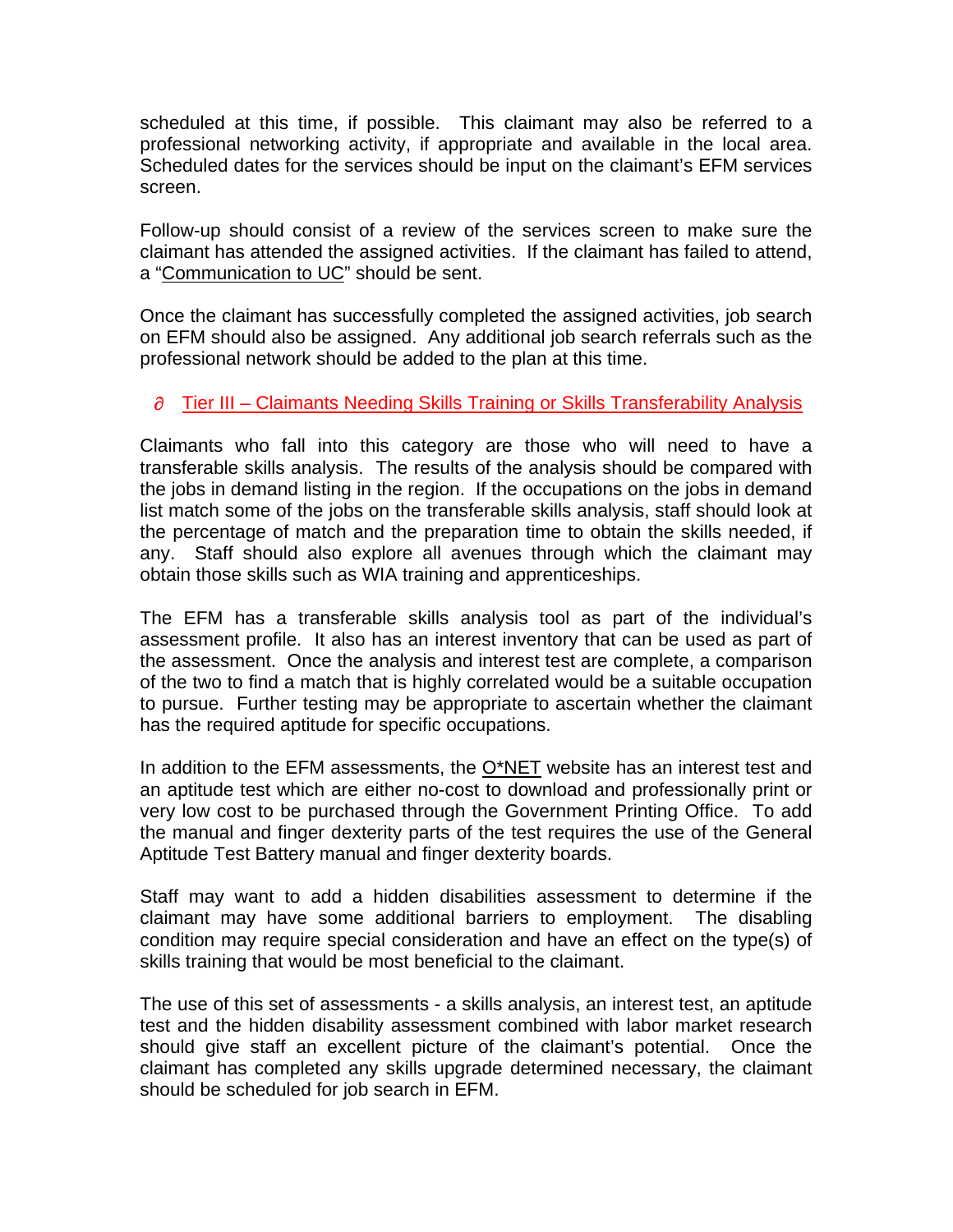scheduled at this time, if possible. This claimant may also be referred to a professional networking activity, if appropriate and available in the local area. Scheduled dates for the services should be input on the claimant's EFM services screen.

Follow-up should consist of a review of the services screen to make sure the claimant has attended the assigned activities. If the claimant has failed to attend, a "Communication to UC" should be sent.

Once the claimant has successfully completed the assigned activities, job search on EFM should also be assigned. Any additional job search referrals such as the professional network should be added to the plan at this time.

- Tier III – Claimants Needing Skills Training or Skills Transferability Analysis

Claimants who fall into this category are those who will need to have a transferable skills analysis. The results of the analysis should be compared with the jobs in demand listing in the region. If the occupations on the jobs in demand list match some of the jobs on the transferable skills analysis, staff should look at the percentage of match and the preparation time to obtain the skills needed, if any. Staff should also explore all avenues through which the claimant may obtain those skills such as WIA training and apprenticeships.

The EFM has a transferable skills analysis tool as part of the individual's assessment profile. It also has an interest inventory that can be used as part of the assessment. Once the analysis and interest test are complete, a comparison of the two to find a match that is highly correlated would be a suitable occupation to pursue. Further testing may be appropriate to ascertain whether the claimant has the required aptitude for specific occupations.

In addition to the EFM assessments, the O*NET website has an interest test and an aptitude test which are either no-cost to download and professionally print or very low cost to be purchased through the Government Printing Office. To add the manual and finger dexterity parts of the test requires the use of the General Aptitude Test Battery manual and finger dexterity boards.

Staff may want to add a hidden disabilities assessment to determine if the claimant may have some additional barriers to employment. The disabling condition may require special consideration and have an effect on the type(s) of skills training that would be most beneficial to the claimant.

The use of this set of assessments - a skills analysis, an interest test, an aptitude test and the hidden disability assessment combined with labor market research should give staff an excellent picture of the claimant's potential. Once the claimant has completed any skills upgrade determined necessary, the claimant should be scheduled for job search in EFM.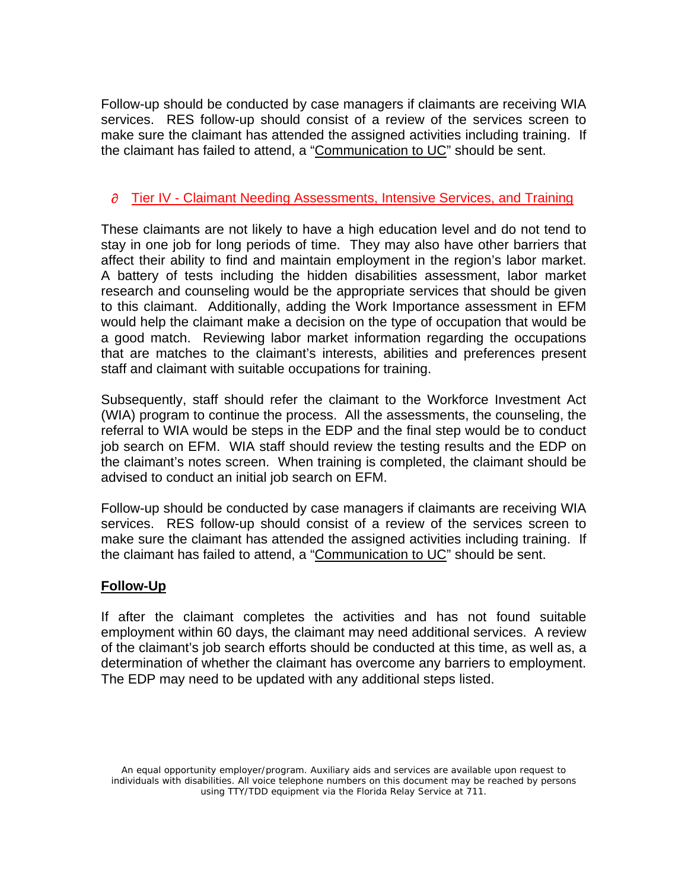Follow-up should be conducted by case managers if claimants are receiving WIA services. RES follow-up should consist of a review of the services screen to make sure the claimant has attended the assigned activities including training. If the claimant has failed to attend, a "Communication to UC" should be sent.

- Tier IV - Claimant Needing Assessments, Intensive Services, and Training

These claimants are not likely to have a high education level and do not tend to stay in one job for long periods of time. They may also have other barriers that affect their ability to find and maintain employment in the region's labor market. A battery of tests including the hidden disabilities assessment, labor market research and counseling would be the appropriate services that should be given to this claimant. Additionally, adding the Work Importance assessment in EFM would help the claimant make a decision on the type of occupation that would be a good match. Reviewing labor market information regarding the occupations that are matches to the claimant's interests, abilities and preferences present staff and claimant with suitable occupations for training.

Subsequently, staff should refer the claimant to the Workforce Investment Act (WIA) program to continue the process. All the assessments, the counseling, the referral to WIA would be steps in the EDP and the final step would be to conduct job search on EFM. WIA staff should review the testing results and the EDP on the claimant's notes screen. When training is completed, the claimant should be advised to conduct an initial job search on EFM.

Follow-up should be conducted by case managers if claimants are receiving WIA services. RES follow-up should consist of a review of the services screen to make sure the claimant has attended the assigned activities including training. If the claimant has failed to attend, a "Communication to UC" should be sent.

**Follow-Up**

If after the claimant completes the activities and has not found suitable employment within 60 days, the claimant may need additional services. A review of the claimant's job search efforts should be conducted at this time, as well as, a determination of whether the claimant has overcome any barriers to employment. The EDP may need to be updated with any additional steps listed.

An equal opportunity employer/program. Auxiliary aids and services are available upon request to individuals with disabilities. All voice telephone numbers on this document may be reached by persons using TTY/TDD equipment via the Florida Relay Service at 711.